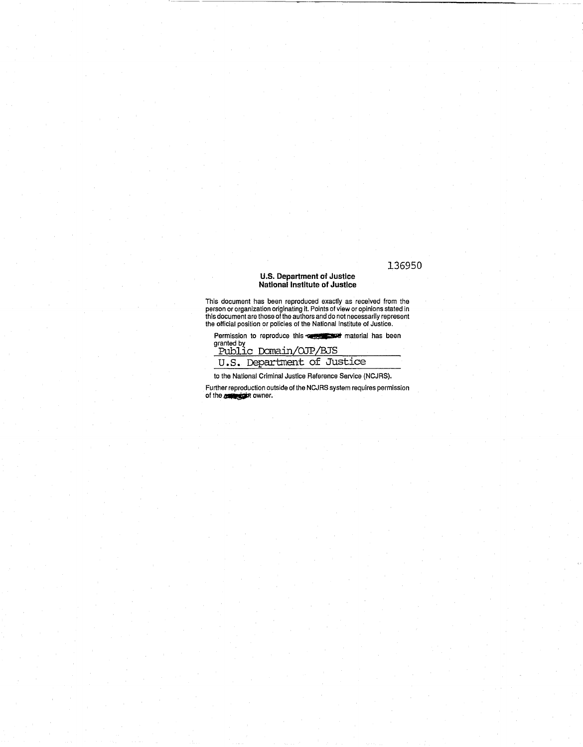136950

**U.S. Department of Justice**
**National Institute of Justice**

This document has been reproduced exactly as received from the person or organization originating it. Points of view or opinions stated in this document are those of the authors and do not necessarily represent the official position or policies of the National Institute of Justice.

Permission to reproduce this material has been granted by

Public Domain/OJP/BJS
U.S. Department of Justice

to the National Criminal Justice Reference Service (NCJRS).

Further reproduction outside of the NCJRS system requires permission of the owner.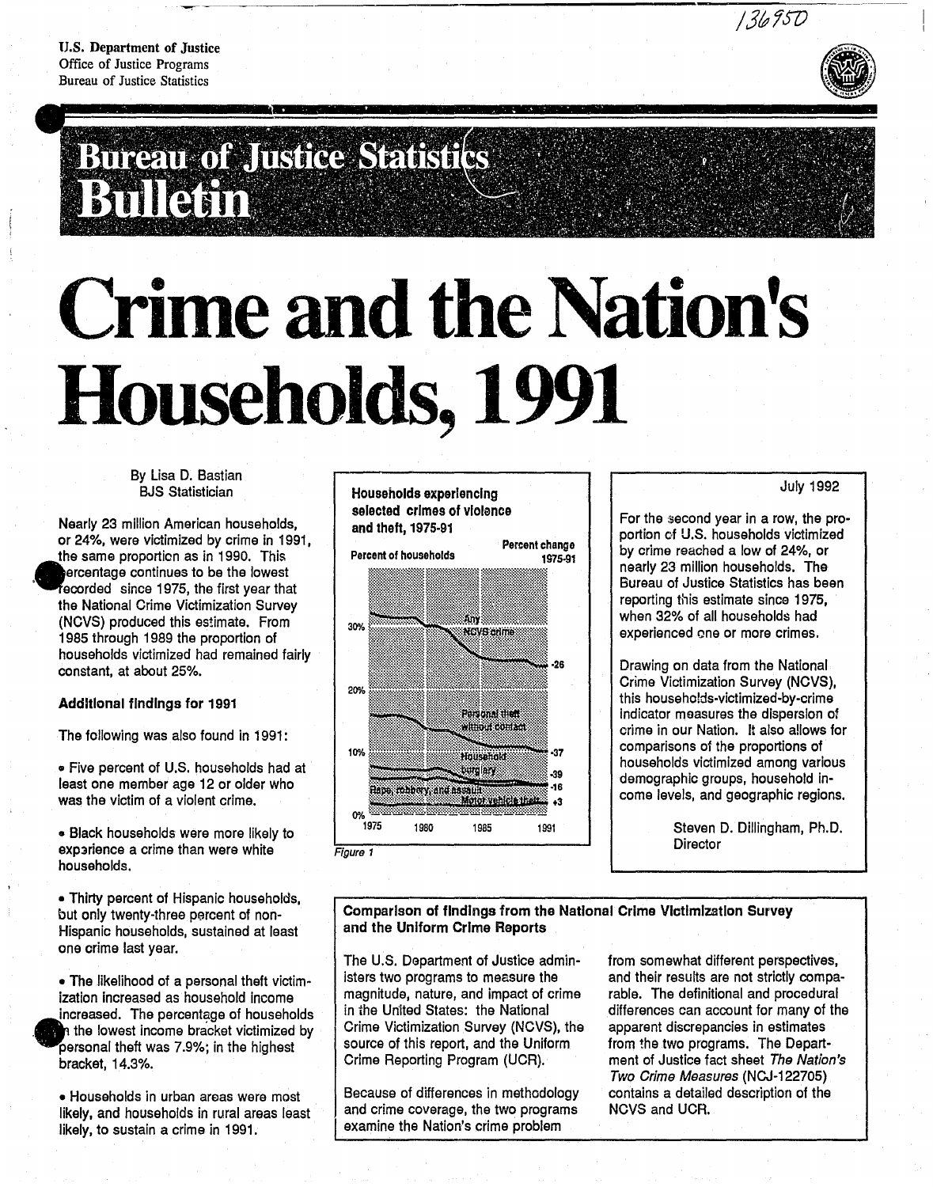U.S. Department of Justice
Office of Justice Programs
Bureau of Justice Statistics

# Bureau of Justice Statistics Bulletin

# Crime and the Nation's Households, 1991

By Lisa D. Bastian
BJS Statistician

July 1992

For the second year in a row, the proportion of U.S. households victimized by crime reached a low of 24%, or nearly 23 million households. The Bureau of Justice Statistics has been reporting this estimate since 1975, when 32% of all households had experienced one or more crimes.

Drawing on data from the National Crime Victimization Survey (NCVS), this households-victimized-by-crime indicator measures the dispersion of crime in our Nation. It also allows for comparisons of the proportions of households victimized among various demographic groups, household income levels, and geographic regions.

Steven D. Dillingham, Ph.D.
Director

Nearly 23 million American households, or 24%, were victimized by crime in 1991, the same proportion as in 1990. This percentage continues to be the lowest recorded since 1975, the first year that the National Crime Victimization Survey (NCVS) produced this estimate. From 1985 through 1989 the proportion of households victimized had remained fairly constant, at about 25%.

### Additional findings for 1991

The following was also found in 1991:

- Five percent of U.S. households had at least one member age 12 or older who was the victim of a violent crime.
- Black households were more likely to experience a crime than were white households.
- Thirty percent of Hispanic households, but only twenty-three percent of non-Hispanic households, sustained at least one crime last year.
- The likelihood of a personal theft victimization increased as household income increased. The percentage of households in the lowest income bracket victimized by personal theft was 7.9%; in the highest bracket, 14.3%.
- Households in urban areas were most likely, and households in rural areas least likely, to sustain a crime in 1991.

**Households experiencing selected crimes of violence and theft, 1975-91**

| Crime | Percent change 1975-91 |
|---|---|
| Any NCVS crime | -26 |
| Personal theft without contact | -37 |
| Household burglary | -39 |
| Rape, robbery, and assault | -16 |
| Motor vehicle theft | +3 |

Figure 1

### Comparison of findings from the National Crime Victimization Survey and the Uniform Crime Reports

The U.S. Department of Justice administers two programs to measure the magnitude, nature, and impact of crime in the United States: the National Crime Victimization Survey (NCVS), the source of this report, and the Uniform Crime Reporting Program (UCR).

Because of differences in methodology and crime coverage, the two programs examine the Nation's crime problem from somewhat different perspectives, and their results are not strictly comparable. The definitional and procedural differences can account for many of the apparent discrepancies in estimates from the two programs. The Department of Justice fact sheet *The Nation's Two Crime Measures* (NCJ-122705) contains a detailed description of the NCVS and UCR.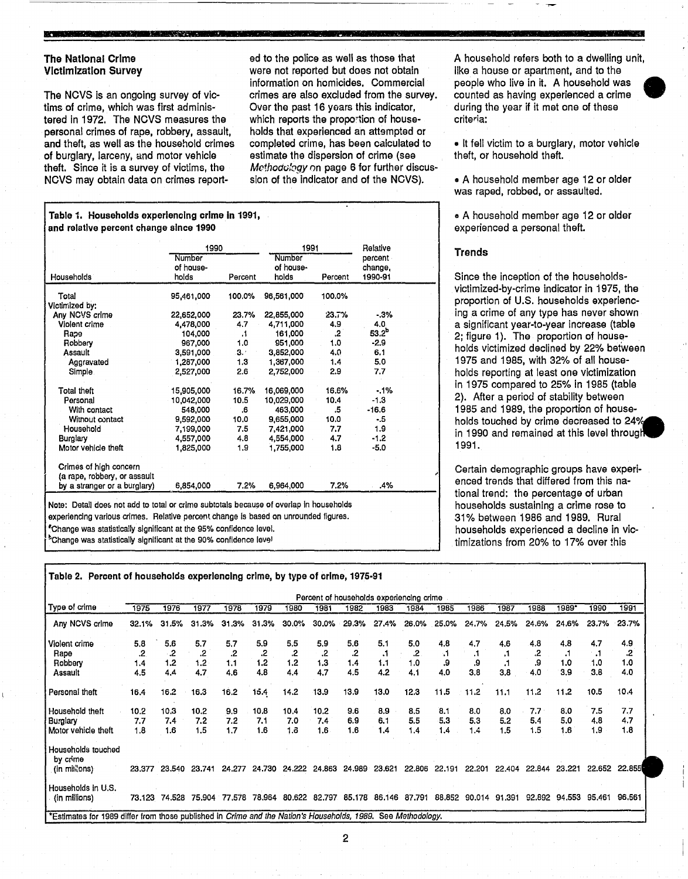## The National Crime Victimization Survey

The NCVS is an ongoing survey of victims of crime, which was first administered in 1972. The NCVS measures the personal crimes of rape, robbery, assault, and theft, as well as the household crimes of burglary, larceny, and motor vehicle theft. Since it is a survey of victims, the NCVS may obtain data on crimes reported to the police as well as those that were not reported but does not obtain information on homicides. Commercial crimes are also excluded from the survey. Over the past 16 years this indicator, which reports the proportion of households that experienced an attempted or completed crime, has been calculated to estimate the dispersion of crime (see *Methodology* on page 6 for further discussion of the indicator and of the NCVS).

A household refers both to a dwelling unit, like a house or apartment, and to the people who live in it. A household was counted as having experienced a crime during the year if it met one of these criteria:

- It fell victim to a burglary, motor vehicle theft, or household theft.
- A household member age 12 or older was raped, robbed, or assaulted.
- A household member age 12 or older experienced a personal theft.

**Table 1. Households experiencing crime in 1991, and relative percent change since 1990**

| Households | 1990 | | 1991 | | Relative percent change, 1990-91 |
|---|---|---|---|---|---|
| | Number of households | Percent | Number of households | Percent | |
| Total | 95,461,000 | 100.0% | 96,561,000 | 100.0% | |
| Victimized by: | | | | | |
| Any NCVS crime | 22,652,000 | 23.7% | 22,855,000 | 23.7% | -.3% |
| Violent crime | 4,478,000 | 4.7 | 4,711,000 | 4.9 | 4.0 |
| Rape | 104,000 | .1 | 161,000 | .2 | 53.2[b] |
| Robbery | 967,000 | 1.0 | 951,000 | 1.0 | -2.9 |
| Assault | 3,591,000 | 3.8 | 3,852,000 | 4.0 | 6.1 |
| Aggravated | 1,287,000 | 1.3 | 1,367,000 | 1.4 | 5.0 |
| Simple | 2,527,000 | 2.6 | 2,752,000 | 2.9 | 7.7 |
| Total theft | 15,905,000 | 16.7% | 16,069,000 | 16.6% | -.1% |
| Personal | 10,042,000 | 10.5 | 10,029,000 | 10.4 | -1.3 |
| With contact | 548,000 | .6 | 463,000 | .5 | -16.6 |
| Without contact | 9,592,000 | 10.0 | 9,655,000 | 10.0 | -.5 |
| Household | 7,199,000 | 7.5 | 7,421,000 | 7.7 | 1.9 |
| Burglary | 4,557,000 | 4.8 | 4,554,000 | 4.7 | -1.2 |
| Motor vehicle theft | 1,825,000 | 1.9 | 1,755,000 | 1.8 | -5.0 |
| Crimes of high concern (a rape, robbery, or assault by a stranger or a burglary) | 6,854,000 | 7.2% | 6,964,000 | 7.2% | .4% |

Note: Detail does not add to total or crime subtotals because of overlap in households experiencing various crimes. Relative percent change is based on unrounded figures.
[a]Change was statistically significant at the 95% confidence level.
[b]Change was statistically significant at the 90% confidence level

### Trends

Since the inception of the households-victimized-by-crime indicator in 1975, the proportion of U.S. households experiencing a crime of any type has never shown a significant year-to-year increase (table 2; figure 1). The proportion of households victimized declined by 22% between 1975 and 1985, with 32% of all households reporting at least one victimization in 1975 compared to 25% in 1985 (table 2). After a period of stability between 1985 and 1989, the proportion of households touched by crime decreased to 24% in 1990 and remained at this level through 1991.

Certain demographic groups have experienced trends that differed from this national trend: the percentage of urban households sustaining a crime rose to 31% between 1986 and 1989. Rural households experienced a decline in victimizations from 20% to 17% over this

**Table 2. Percent of households experiencing crime, by type of crime, 1975-91**

| Type of crime | 1975 | 1976 | 1977 | 1978 | 1979 | 1980 | 1981 | 1982 | 1983 | 1984 | 1985 | 1986 | 1987 | 1988 | 1989* | 1990 | 1991 |
|---|---|---|---|---|---|---|---|---|---|---|---|---|---|---|---|---|---|
| | Percent of households experiencing crime | | | | | | | | | | | | | | | | |
| Any NCVS crime | 32.1% | 31.5% | 31.3% | 31.3% | 31.3% | 30.0% | 30.0% | 29.3% | 27.4% | 26.0% | 25.0% | 24.7% | 24.5% | 24.6% | 24.6% | 23.7% | 23.7% |
| Violent crime | 5.8 | 5.6 | 5.7 | 5.7 | 5.9 | 5.5 | 5.9 | 5.6 | 5.1 | 5.0 | 4.8 | 4.7 | 4.6 | 4.8 | 4.8 | 4.7 | 4.9 |
| Rape | .2 | .2 | .2 | .2 | .2 | .2 | .2 | .2 | .1 | .2 | .1 | .1 | .1 | .2 | .1 | .1 | .2 |
| Robbery | 1.4 | 1.2 | 1.2 | 1.1 | 1.2 | 1.2 | 1.3 | 1.4 | 1.1 | 1.0 | .9 | .9 | .1 | .9 | 1.0 | 1.0 | 1.0 |
| Assault | 4.5 | 4.4 | 4.7 | 4.6 | 4.8 | 4.4 | 4.7 | 4.5 | 4.2 | 4.1 | 4.0 | 3.8 | 3.8 | 4.0 | 3.9 | 3.8 | 4.0 |
| Personal theft | 16.4 | 16.2 | 16.3 | 16.2 | 15.4 | 14.2 | 13.9 | 13.9 | 13.0 | 12.3 | 11.5 | 11.2 | 11.1 | 11.2 | 11.2 | 10.5 | 10.4 |
| Household theft | 10.2 | 10.3 | 10.2 | 9.9 | 10.8 | 10.4 | 10.2 | 9.6 | 8.9 | 8.5 | 8.1 | 8.0 | 8.0 | 7.7 | 8.0 | 7.5 | 7.7 |
| Burglary | 7.7 | 7.4 | 7.2 | 7.2 | 7.1 | 7.0 | 7.4 | 6.9 | 6.1 | 5.5 | 5.3 | 5.3 | 5.2 | 5.4 | 5.0 | 4.8 | 4.7 |
| Motor vehicle theft | 1.8 | 1.6 | 1.5 | 1.7 | 1.6 | 1.6 | 1.6 | 1.6 | 1.4 | 1.4 | 1.4 | 1.4 | 1.5 | 1.5 | 1.6 | 1.9 | 1.8 |
| Households touched by crime (in millions) | 23.377 | 23.540 | 23.741 | 24.277 | 24.730 | 24.222 | 24.863 | 24.989 | 23.621 | 22.806 | 22.191 | 22.201 | 22.404 | 22.844 | 23.221 | 22.652 | 22.855 |
| Households in U.S. (in millions) | 73.123 | 74.528 | 75.904 | 77.578 | 78.964 | 80.622 | 82.797 | 85.178 | 86.146 | 87.791 | 88.852 | 90.014 | 91.391 | 92.892 | 94.553 | 95.461 | 96.561 |

*Estimates for 1989 differ from those published in *Crime and the Nation's Households, 1989*. See *Methodology*.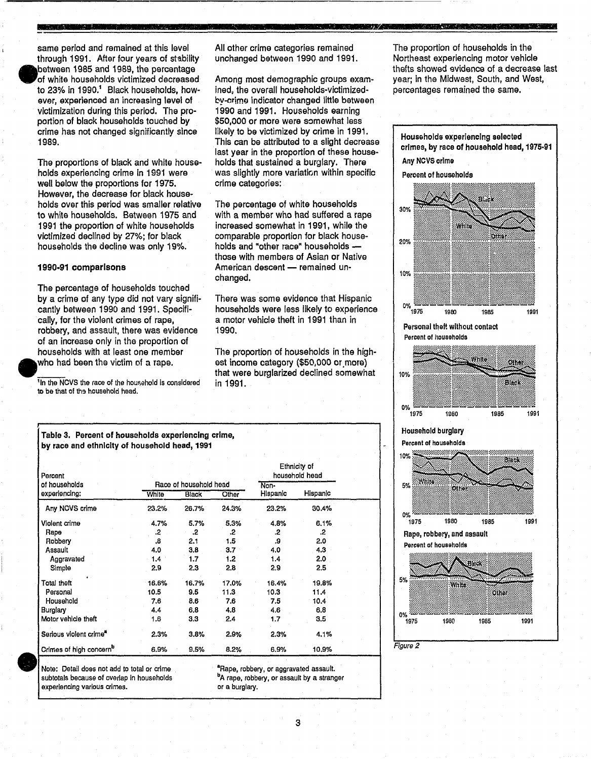same period and remained at this level through 1991. After four years of stability between 1985 and 1989, the percentage of white households victimized decreased to 23% in 1990.[1] Black households, however, experienced an increasing level of victimization during this period. The proportion of black households touched by crime has not changed significantly since 1989.

The proportions of black and white households experiencing crime in 1991 were well below the proportions for 1975. However, the decrease for black households over this period was smaller relative to white households. Between 1975 and 1991 the proportion of white households victimized declined by 27%; for black households the decline was only 19%.

### 1990-91 comparisons

The percentage of households touched by a crime of any type did not vary significantly between 1990 and 1991. Specifically, for the violent crimes of rape, robbery, and assault, there was evidence of an increase only in the proportion of households with at least one member who had been the victim of a rape.

[1]In the NCVS the race of the household is considered to be that of the household head.

All other crime categories remained unchanged between 1990 and 1991.

Among most demographic groups examined, the overall households-victimized-by-crime indicator changed little between 1990 and 1991. Households earning $50,000 or more were somewhat less likely to be victimized by crime in 1991. This can be attributed to a slight decrease last year in the proportion of these households that sustained a burglary. There was slightly more variation within specific crime categories:

The percentage of white households with a member who had suffered a rape increased somewhat in 1991, while the comparable proportion for black households and "other race" households — those with members of Asian or Native American descent — remained unchanged.

There was some evidence that Hispanic households were less likely to experience a motor vehicle theft in 1991 than in 1990.

The proportion of households in the highest income category ($50,000 or more) that were burglarized declined somewhat in 1991.

The proportion of households in the Northeast experiencing motor vehicle thefts showed evidence of a decrease last year; in the Midwest, South, and West, percentages remained the same.

**Table 3. Percent of households experiencing crime, by race and ethnicity of household head, 1991**

| Percent of households experiencing: | Race of household head | | | Ethnicity of household head | |
|---|---|---|---|---|---|
| | White | Black | Other | Non-Hispanic | Hispanic |
| Any NCVS crime | 23.2% | 26.7% | 24.3% | 23.2% | 30.4% |
| Violent crime | 4.7% | 5.7% | 5.3% | 4.8% | 6.1% |
| Rape | .2 | .2 | .2 | .2 | .2 |
| Robbery | .8 | 2.1 | 1.5 | .9 | 2.0 |
| Assault | 4.0 | 3.8 | 3.7 | 4.0 | 4.3 |
| Aggravated | 1.4 | 1.7 | 1.2 | 1.4 | 2.0 |
| Simple | 2.9 | 2.3 | 2.8 | 2.9 | 2.5 |
| Total theft | 16.6% | 16.7% | 17.0% | 16.4% | 19.8% |
| Personal | 10.5 | 9.5 | 11.3 | 10.3 | 11.4 |
| Household | 7.6 | 8.6 | 7.6 | 7.5 | 10.4 |
| Burglary | 4.4 | 6.8 | 4.8 | 4.6 | 6.8 |
| Motor vehicle theft | 1.6 | 3.3 | 2.4 | 1.7 | 3.5 |
| Serious violent crime[a] | 2.3% | 3.8% | 2.9% | 2.3% | 4.1% |
| Crimes of high concern[b] | 6.9% | 9.5% | 8.2% | 6.9% | 10.9% |

Note: Detail does not add to total or crime subtotals because of overlap in households experiencing various crimes.

[a]Rape, robbery, or aggravated assault.
[b]A rape, robbery, or assault by a stranger or a burglary.

**Households experiencing selected crimes, by race of household head, 1975-91**

Any NCVS crime

Personal theft without contact

Household burglary

Rape, robbery, and assault

*Figure 2*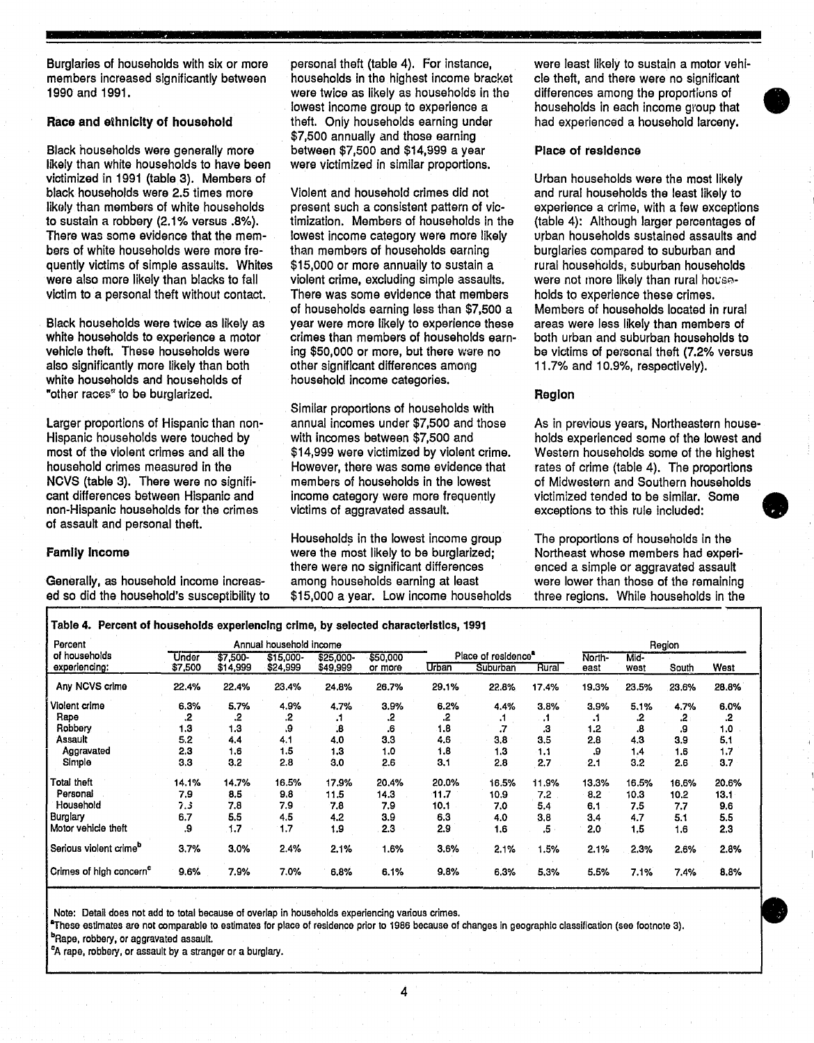Burglaries of households with six or more members increased significantly between 1990 and 1991.

### Race and ethnicity of household

Black households were generally more likely than white households to have been victimized in 1991 (table 3). Members of black households were 2.5 times more likely than members of white households to sustain a robbery (2.1% versus .8%). There was some evidence that the members of white households were more frequently victims of simple assaults. Whites were also more likely than blacks to fall victim to a personal theft without contact.

Black households were twice as likely as white households to experience a motor vehicle theft. These households were also significantly more likely than both white households and households of "other races" to be burglarized.

Larger proportions of Hispanic than non-Hispanic households were touched by most of the violent crimes and all the household crimes measured in the NCVS (table 3). There were no significant differences between Hispanic and non-Hispanic households for the crimes of assault and personal theft.

### Family income

Generally, as household income increased so did the household's susceptibility to personal theft (table 4). For instance, households in the highest income bracket were twice as likely as households in the lowest income group to experience a theft. Only households earning under $7,500 annually and those earning between $7,500 and $14,999 a year were victimized in similar proportions.

Violent and household crimes did not present such a consistent pattern of victimization. Members of households in the lowest income category were more likely than members of households earning $15,000 or more annually to sustain a violent crime, excluding simple assaults. There was some evidence that members of households earning less than $7,500 a year were more likely to experience these crimes than members of households earning $50,000 or more, but there were no other significant differences among household income categories.

Similar proportions of households with annual incomes under $7,500 and those with incomes between $7,500 and $14,999 were victimized by violent crime. However, there was some evidence that members of households in the lowest income category were more frequently victims of aggravated assault.

Households in the lowest income group were the most likely to be burglarized; there were no significant differences among households earning at least $15,000 a year. Low income households were least likely to sustain a motor vehicle theft, and there were no significant differences among the proportions of households in each income group that had experienced a household larceny.

### Place of residence

Urban households were the most likely and rural households the least likely to experience a crime, with a few exceptions (table 4): Although larger percentages of urban households sustained assaults and burglaries compared to suburban and rural households, suburban households were not more likely than rural households to experience these crimes. Members of households located in rural areas were less likely than members of both urban and suburban households to be victims of personal theft (7.2% versus 11.7% and 10.9%, respectively).

### Region

As in previous years, Northeastern households experienced some of the lowest and Western households some of the highest rates of crime (table 4). The proportions of Midwestern and Southern households victimized tended to be similar. Some exceptions to this rule included:

The proportions of households in the Northeast whose members had experienced a simple or aggravated assault were lower than those of the remaining three regions. While households in the

**Table 4. Percent of households experiencing crime, by selected characteristics, 1991**

| Percent of households experiencing: | Annual household income | | | | | Place of residence[a] | | | Region | | | |
|---|---|---|---|---|---|---|---|---|---|---|---|---|
| | Under $7,500 | $7,500-$14,999 | $15,000-$24,999 | $25,000-$49,999 | $50,000 or more | Urban | Suburban | Rural | North-east | Mid-west | South | West |
| Any NCVS crime | 22.4% | 22.4% | 23.4% | 24.8% | 26.7% | 29.1% | 22.8% | 17.4% | 19.3% | 23.5% | 23.6% | 28.8% |
| Violent crime | 6.3% | 5.7% | 4.9% | 4.7% | 3.9% | 6.2% | 4.4% | 3.8% | 3.9% | 5.1% | 4.7% | 6.0% |
| Rape | .2 | .2 | .2 | .1 | .2 | .2 | .1 | .1 | .1 | .2 | .2 | .2 |
| Robbery | 1.3 | 1.3 | .9 | .8 | .6 | 1.8 | .7 | .3 | 1.2 | .8 | .9 | 1.0 |
| Assault | 5.2 | 4.4 | 4.1 | 4.0 | 3.3 | 4.6 | 3.8 | 3.5 | 2.8 | 4.3 | 3.9 | 5.1 |
| Aggravated | 2.3 | 1.6 | 1.5 | 1.3 | 1.0 | 1.8 | 1.3 | 1.1 | .9 | 1.4 | 1.6 | 1.7 |
| Simple | 3.3 | 3.2 | 2.8 | 3.0 | 2.6 | 3.1 | 2.8 | 2.7 | 2.1 | 3.2 | 2.6 | 3.7 |
| Total theft | 14.1% | 14.7% | 16.5% | 17.9% | 20.4% | 20.0% | 16.5% | 11.9% | 13.3% | 16.5% | 16.6% | 20.6% |
| Personal | 7.9 | 8.5 | 9.8 | 11.5 | 14.3 | 11.7 | 10.9 | 7.2 | 8.2 | 10.3 | 10.2 | 13.1 |
| Household | 7.3 | 7.8 | 7.9 | 7.8 | 7.9 | 10.1 | 7.0 | 5.4 | 6.1 | 7.5 | 7.7 | 9.6 |
| Burglary | 6.7 | 5.5 | 4.5 | 4.2 | 3.9 | 6.3 | 4.0 | 3.8 | 3.4 | 4.7 | 5.1 | 5.5 |
| Motor vehicle theft | .9 | 1.7 | 1.7 | 1.9 | 2.3 | 2.9 | 1.6 | .5 | 2.0 | 1.5 | 1.6 | 2.3 |
| Serious violent crime[b] | 3.7% | 3.0% | 2.4% | 2.1% | 1.6% | 3.6% | 2.1% | 1.5% | 2.1% | 2.3% | 2.6% | 2.8% |
| Crimes of high concern[c] | 9.6% | 7.9% | 7.0% | 6.8% | 6.1% | 9.8% | 6.3% | 5.3% | 5.5% | 7.1% | 7.4% | 8.8% |

Note: Detail does not add to total because of overlap in households experiencing various crimes.

[a]These estimates are not comparable to estimates for place of residence prior to 1986 because of changes in geographic classification (see footnote 3).

[b]Rape, robbery, or aggravated assault.

[c]A rape, robbery, or assault by a stranger or a burglary.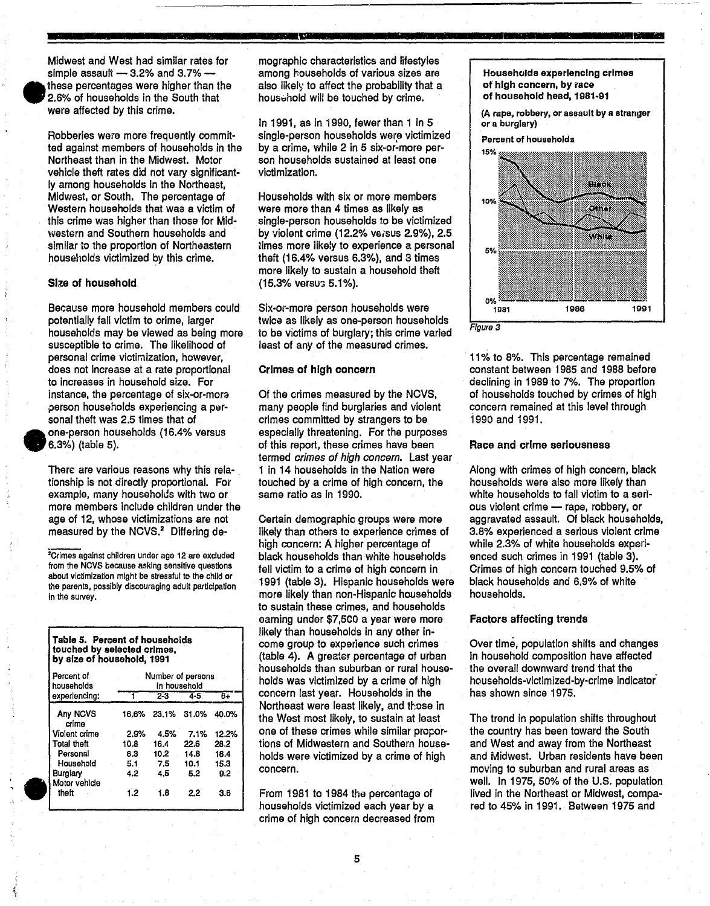Midwest and West had similar rates for simple assault — 3.2% and 3.7% — these percentages were higher than the 2.6% of households in the South that were affected by this crime.

Robberies were more frequently committed against members of households in the Northeast than in the Midwest. Motor vehicle theft rates did not vary significantly among households in the Northeast, Midwest, or South. The percentage of Western households that was a victim of this crime was higher than those for Midwestern and Southern households and similar to the proportion of Northeastern households victimized by this crime.

### Size of household

Because more household members could potentially fall victim to crime, larger households may be viewed as being more susceptible to crime. The likelihood of personal crime victimization, however, does not increase at a rate proportional to increases in household size. For instance, the percentage of six-or-more person households experiencing a personal theft was 2.5 times that of one-person households (16.4% versus 6.3%) (table 5).

There are various reasons why this relationship is not directly proportional. For example, many households with two or more members include children under the age of 12, whose victimizations are not measured by the NCVS.[2] Differing demographic characteristics and lifestyles among households of various sizes are also likely to affect the probability that a household will be touched by crime.

[2]Crimes against children under age 12 are excluded from the NCVS because asking sensitive questions about victimization might be stressful to the child or the parents, possibly discouraging adult participation in the survey.

**Table 5. Percent of households touched by selected crimes, by size of household, 1991**

| Percent of households experiencing: | Number of persons in household | | | |
|---|---|---|---|---|
| | 1 | 2-3 | 4-5 | 6+ |
| Any NCVS crime | 16.6% | 23.1% | 31.0% | 40.0% |
| Violent crime | 2.9% | 4.5% | 7.1% | 12.2% |
| Total theft | 10.8 | 16.4 | 22.6 | 28.2 |
| Personal | 6.3 | 10.2 | 14.8 | 16.4 |
| Household | 5.1 | 7.5 | 10.1 | 15.3 |
| Burglary | 4.2 | 4.5 | 5.2 | 9.2 |
| Motor vehicle theft | 1.2 | 1.8 | 2.2 | 3.6 |

In 1991, as in 1990, fewer than 1 in 5 single-person households were victimized by a crime, while 2 in 5 six-or-more person households sustained at least one victimization.

Households with six or more members were more than 4 times as likely as single-person households to be victimized by violent crime (12.2% versus 2.9%), 2.5 times more likely to experience a personal theft (16.4% versus 6.3%), and 3 times more likely to sustain a household theft (15.3% versus 5.1%).

Six-or-more person households were twice as likely as one-person households to be victims of burglary; this crime varied least of any of the measured crimes.

### Crimes of high concern

Of the crimes measured by the NCVS, many people find burglaries and violent crimes committed by strangers to be especially threatening. For the purposes of this report, these crimes have been termed *crimes of high concern*. Last year 1 in 14 households in the Nation were touched by a crime of high concern, the same ratio as in 1990.

Certain demographic groups were more likely than others to experience crimes of high concern: A higher percentage of black households than white households fell victim to a crime of high concern in 1991 (table 3). Hispanic households were more likely than non-Hispanic households to sustain these crimes, and households earning under $7,500 a year were more likely than households in any other income group to experience such crimes (table 4). A greater percentage of urban households than suburban or rural households was victimized by a crime of high concern last year. Households in the Northeast were least likely, and those in the West most likely, to sustain at least one of these crimes while similar proportions of Midwestern and Southern households were victimized by a crime of high concern.

From 1981 to 1984 the percentage of households victimized each year by a crime of high concern decreased from 11% to 8%. This percentage remained constant between 1985 and 1988 before declining in 1989 to 7%. The proportion of households touched by crimes of high concern remained at this level through 1990 and 1991.

**Households experiencing crimes of high concern, by race of household head, 1981-91**

(A rape, robbery, or assault by a stranger or a burglary)

Figure 3

### Race and crime seriousness

Along with crimes of high concern, black households were also more likely than white households to fall victim to a serious violent crime — rape, robbery, or aggravated assault. Of black households, 3.8% experienced a serious violent crime while 2.3% of white households experienced such crimes in 1991 (table 3). Crimes of high concern touched 9.5% of black households and 6.9% of white households.

### Factors affecting trends

Over time, population shifts and changes in household composition have affected the overall downward trend that the households-victimized-by-crime indicator has shown since 1975.

The trend in population shifts throughout the country has been toward the South and West and away from the Northeast and Midwest. Urban residents have been moving to suburban and rural areas as well. In 1975, 50% of the U.S. population lived in the Northeast or Midwest, compared to 45% in 1991. Between 1975 and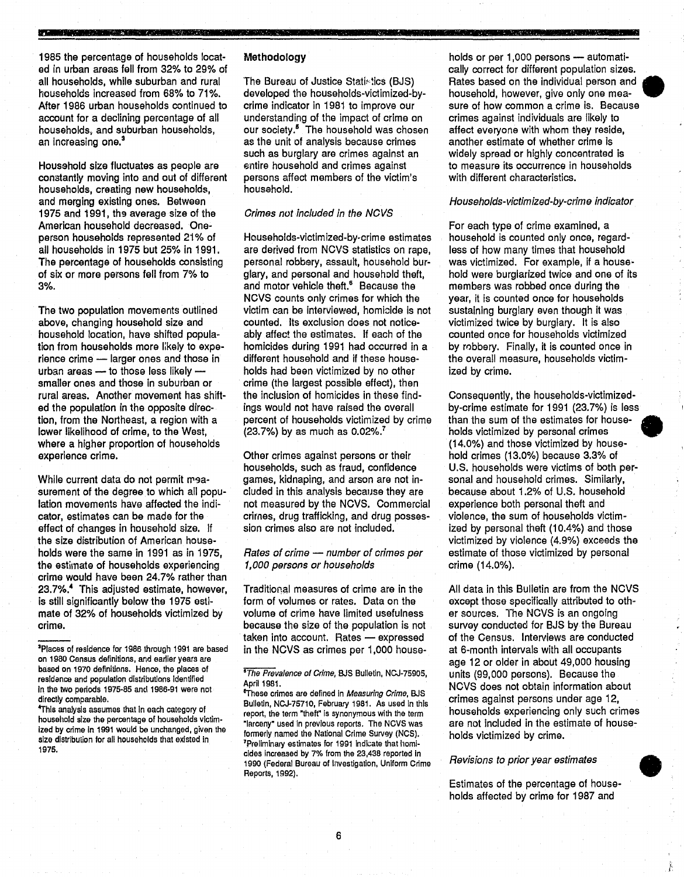1985 the percentage of households located in urban areas fell from 32% to 29% of all households, while suburban and rural households increased from 68% to 71%. After 1986 urban households continued to account for a declining percentage of all households, and suburban households, an increasing one.[3]

Household size fluctuates as people are constantly moving into and out of different households, creating new households, and merging existing ones. Between 1975 and 1991, the average size of the American household decreased. One-person households represented 21% of all households in 1975 but 25% in 1991. The percentage of households consisting of six or more persons fell from 7% to 3%.

The two population movements outlined above, changing household size and household location, have shifted population from households more likely to experience crime — larger ones and those in urban areas — to those less likely — smaller ones and those in suburban or rural areas. Another movement has shifted the population in the opposite direction, from the Northeast, a region with a lower likelihood of crime, to the West, where a higher proportion of households experience crime.

While current data do not permit measurement of the degree to which all population movements have affected the indicator, estimates can be made for the effect of changes in household size. If the size distribution of American households were the same in 1991 as in 1975, the estimate of households experiencing crime would have been 24.7% rather than 23.7%.[4] This adjusted estimate, however, is still significantly below the 1975 estimate of 32% of households victimized by crime.

[3]Places of residence for 1986 through 1991 are based on 1980 Census definitions, and earlier years are based on 1970 definitions. Hence, the places of residence and population distributions identified in the two periods 1975-85 and 1986-91 were not directly comparable.

[4]This analysis assumes that in each category of household size the percentage of households victimized by crime in 1991 would be unchanged, given the size distribution for all households that existed in 1975.

## Methodology

The Bureau of Justice Statistics (BJS) developed the households-victimized-by-crime indicator in 1981 to improve our understanding of the impact of crime on our society.[5] The household was chosen as the unit of analysis because crimes such as burglary are crimes against an entire household and crimes against persons affect members of the victim's household.

### *Crimes not included in the NCVS*

Households-victimized-by-crime estimates are derived from NCVS statistics on rape, personal robbery, assault, household burglary, and personal and household theft, and motor vehicle theft.[6] Because the NCVS counts only crimes for which the victim can be interviewed, homicide is not counted. Its exclusion does not noticeably affect the estimates. If each of the homicides during 1991 had occurred in a different household and if these households had been victimized by no other crime (the largest possible effect), then the inclusion of homicides in these findings would not have raised the overall percent of households victimized by crime (23.7%) by as much as 0.02%.[7]

Other crimes against persons or their households, such as fraud, confidence games, kidnaping, and arson are not included in this analysis because they are not measured by the NCVS. Commercial crimes, drug trafficking, and drug possession crimes also are not included.

### *Rates of crime — number of crimes per 1,000 persons or households*

Traditional measures of crime are in the form of volumes or rates. Data on the volume of crime have limited usefulness because the size of the population is not taken into account. Rates — expressed in the NCVS as crimes per 1,000 households or per 1,000 persons — automatically correct for different population sizes. Rates based on the individual person and household, however, give only one measure of how common a crime is. Because crimes against individuals are likely to affect everyone with whom they reside, another estimate of whether crime is widely spread or highly concentrated is to measure its occurrence in households with different characteristics.

[5]*The Prevalence of Crime*, BJS Bulletin, NCJ-75905, April 1981.

[6]These crimes are defined in *Measuring Crime*, BJS Bulletin, NCJ-75710, February 1981. As used in this report, the term "theft" is synonymous with the term "larceny" used in previous reports. The NCVS was formerly named the National Crime Survey (NCS).

[7]Preliminary estimates for 1991 indicate that homicides increased by 7% from the 23,438 reported in 1990 (Federal Bureau of Investigation, Uniform Crime Reports, 1992).

### *Households-victimized-by-crime indicator*

For each type of crime examined, a household is counted only once, regardless of how many times that household was victimized. For example, if a household were burglarized twice and one of its members was robbed once during the year, it is counted once for households sustaining burglary even though it was victimized twice by burglary. It is also counted once for households victimized by robbery. Finally, it is counted once in the overall measure, households victimized by crime.

Consequently, the households-victimized-by-crime estimate for 1991 (23.7%) is less than the sum of the estimates for households victimized by personal crimes (14.0%) and those victimized by household crimes (13.0%) because 3.3% of U.S. households were victims of both personal and household crimes. Similarly, because about 1.2% of U.S. household experience both personal theft and violence, the sum of households victimized by personal theft (10.4%) and those victimized by violence (4.9%) exceeds the estimate of those victimized by personal crime (14.0%).

All data in this Bulletin are from the NCVS except those specifically attributed to other sources. The NCVS is an ongoing survey conducted for BJS by the Bureau of the Census. Interviews are conducted at 6-month intervals with all occupants age 12 or older in about 49,000 housing units (99,000 persons). Because the NCVS does not obtain information about crimes against persons under age 12, households experiencing only such crimes are not included in the estimate of households victimized by crime.

### *Revisions to prior year estimates*

Estimates of the percentage of households affected by crime for 1987 and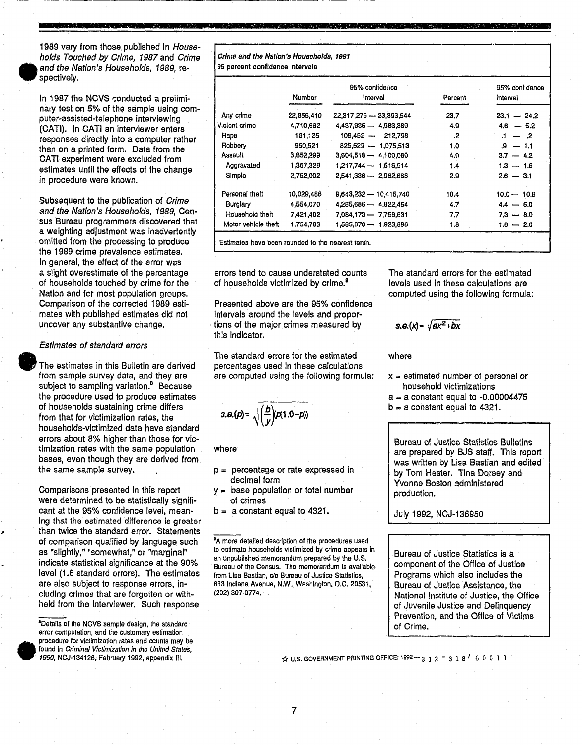1989 vary from those published in *Households Touched by Crime, 1987* and *Crime and the Nation's Households, 1989*, respectively.

In 1987 the NCVS conducted a preliminary test on 5% of the sample using computer-assisted-telephone interviewing (CATI). In CATI an interviewer enters responses directly into a computer rather than on a printed form. Data from the CATI experiment were excluded from estimates until the effects of the change in procedure were known.

Subsequent to the publication of *Crime and the Nation's Households, 1989*, Census Bureau programmers discovered that a weighting adjustment was inadvertently omitted from the processing to produce the 1989 crime prevalence estimates. In general, the effect of the error was a slight overestimate of the percentage of households touched by crime for the Nation and for most population groups. Comparison of the corrected 1989 estimates with published estimates did not uncover any substantive change.

*Estimates of standard errors*

The estimates in this Bulletin are derived from sample survey data, and they are subject to sampling variation.[8] Because the procedure used to produce estimates of households sustaining crime differs from that for victimization rates, the households-victimized data have standard errors about 8% higher than those for victimization rates with the same population bases, even though they are derived from the same sample survey.

Comparisons presented in this report were determined to be statistically significant at the 95% confidence level, meaning that the estimated difference is greater than twice the standard error. Statements of comparison qualified by language such as "slightly," "somewhat," or "marginal" indicate statistical significance at the 90% level (1.6 standard errors). The estimates are also subject to response errors, including crimes that are forgotten or withheld from the interviewer. Such response errors tend to cause understated counts of households victimized by crime.[9]

***Crime and the Nation's Households, 1991***
**95 percent confidence intervals**

| | Number | 95% confidence interval | Percent | 95% confidence interval |
|---|---|---|---|---|
| Any crime | 22,855,410 | 22,317,276 — 23,393,544 | 23.7 | 23.1 — 24.2 |
| Violent crime | 4,710,662 | 4,437,935 — 4,983,389 | 4.9 | 4.6 — 5.2 |
| Rape | 161,125 | 109,452 — 212,798 | .2 | .1 — .2 |
| Robbery | 950,521 | 825,529 — 1,075,513 | 1.0 | .9 — 1.1 |
| Assault | 3,852,299 | 3,604,518 — 4,100,080 | 4.0 | 3.7 — 4.2 |
| Aggravated | 1,367,329 | 1,217,744 — 1,516,914 | 1.4 | 1.3 — 1.6 |
| Simple | 2,752,002 | 2,541,336 — 2,962,668 | 2.9 | 2.6 — 3.1 |
| Personal theft | 10,029,486 | 9,643,232 — 10,415,740 | 10.4 | 10.0 — 10.8 |
| Burglary | 4,554,070 | 4,285,686 — 4,822,454 | 4.7 | 4.4 — 5.0 |
| Household theft | 7,421,402 | 7,084,173 — 7,758,631 | 7.7 | 7.3 — 8.0 |
| Motor vehicle theft | 1,754,783 | 1,585,670 — 1,923,896 | 1.8 | 1.6 — 2.0 |

Estimates have been rounded to the nearest tenth.

Presented above are the 95% confidence intervals around the levels and proportions of the major crimes measured by this indicator.

The standard errors for the estimated percentages used in these calculations are computed using the following formula:

$$s.e.(p) = \sqrt{\left(\frac{b}{y}\right)(p(1.0-p))}$$

where

$p$ = percentage or rate expressed in decimal form
$y$ = base population or total number of crimes
$b$ = a constant equal to 4321.

The standard errors for the estimated levels used in these calculations are computed using the following formula:

$$s.e.(x) = \sqrt{ax^2+bx}$$

where

$x$ = estimated number of personal or household victimizations
$a$ = a constant equal to -0.00004475
$b$ = a constant equal to 4321.

Bureau of Justice Statistics Bulletins are prepared by BJS staff. This report was written by Lisa Bastian and edited by Tom Hester. Tina Dorsey and Yvonne Boston administered production.

July 1992, NCJ-136950

Bureau of Justice Statistics is a component of the Office of Justice Programs which also includes the Bureau of Justice Assistance, the National Institute of Justice, the Office of Juvenile Justice and Delinquency Prevention, and the Office of Victims of Crime.

[8] Details of the NCVS sample design, the standard error computation, and the customary estimation procedure for victimization rates and counts may be found in *Criminal Victimization in the United States, 1990*, NCJ-134126, February 1992, appendix III.

[9] A more detailed description of the procedures used to estimate households victimized by crime appears in an unpublished memorandum prepared by the U.S. Bureau of the Census. The memorandum is available from Lisa Bastian, c/o Bureau of Justice Statistics, 633 Indiana Avenue, N.W., Washington, D.C. 20531, (202) 307-0774.

☆ U.S. GOVERNMENT PRINTING OFFICE: 1992—312-318/60011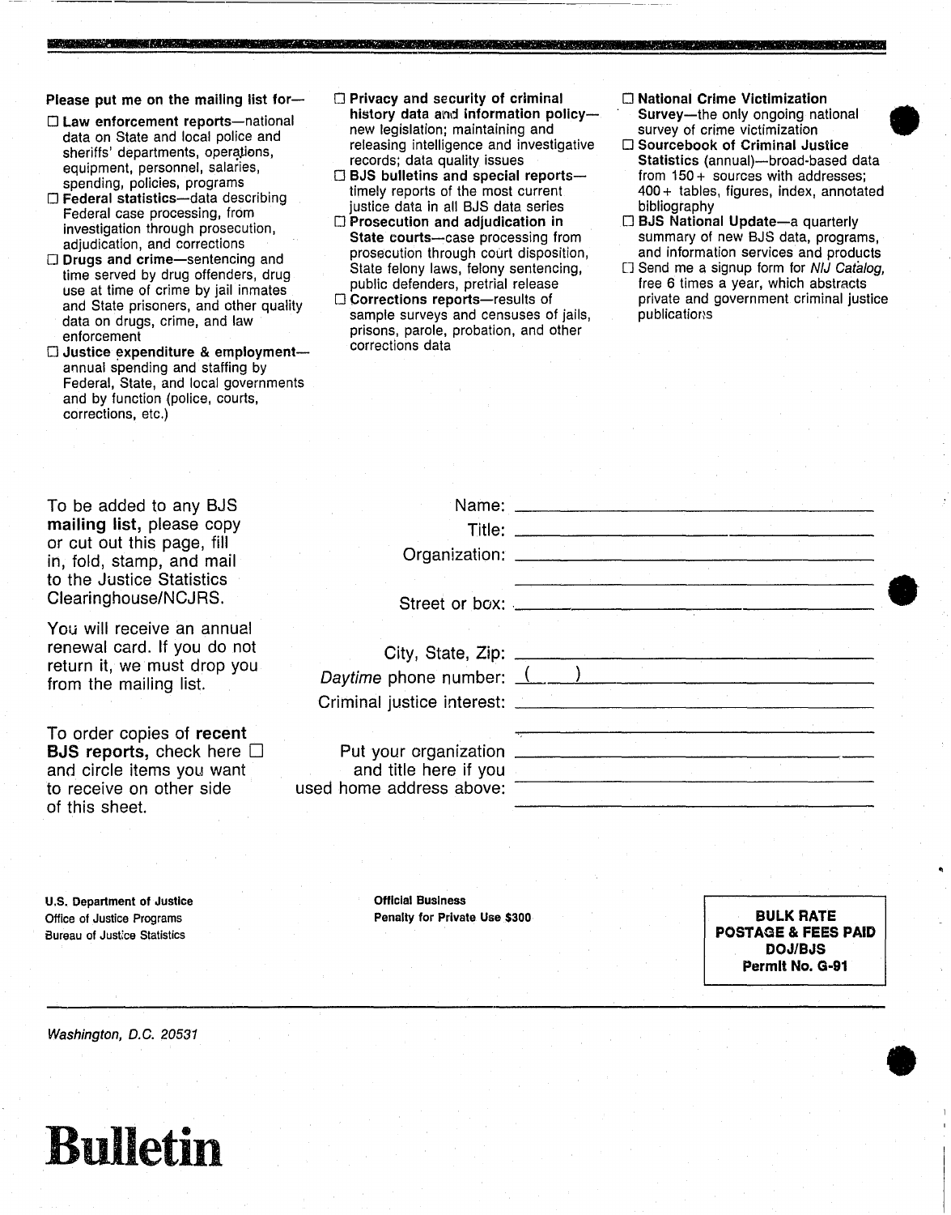Please put me on the mailing list for—

- ☐ **Law enforcement reports**—national data on State and local police and sheriffs' departments, operations, equipment, personnel, salaries, spending, policies, programs
- ☐ **Federal statistics**—data describing Federal case processing, from investigation through prosecution, adjudication, and corrections
- ☐ **Drugs and crime**—sentencing and time served by drug offenders, drug use at time of crime by jail inmates and State prisoners, and other quality data on drugs, crime, and law enforcement
- ☐ **Justice expenditure & employment**—annual spending and staffing by Federal, State, and local governments and by function (police, courts, corrections, etc.)
- ☐ **Privacy and security of criminal history data and information policy**—new legislation; maintaining and releasing intelligence and investigative records; data quality issues
- ☐ **BJS bulletins and special reports**—timely reports of the most current justice data in all BJS data series
- ☐ **Prosecution and adjudication in State courts**—case processing from prosecution through court disposition, State felony laws, felony sentencing, public defenders, pretrial release
- ☐ **Corrections reports**—results of sample surveys and censuses of jails, prisons, parole, probation, and other corrections data
- ☐ **National Crime Victimization Survey**—the only ongoing national survey of crime victimization
- ☐ **Sourcebook of Criminal Justice Statistics** (annual)—broad-based data from 150+ sources with addresses; 400+ tables, figures, index, annotated bibliography
- ☐ **BJS National Update**—a quarterly summary of new BJS data, programs, and information services and products
- ☐ Send me a signup form for *NIJ Catalog*, free 6 times a year, which abstracts private and government criminal justice publications

To be added to any BJS **mailing list,** please copy or cut out this page, fill in, fold, stamp, and mail to the Justice Statistics Clearinghouse/NCJRS.

You will receive an annual renewal card. If you do not return it, we must drop you from the mailing list.

To order copies of **recent BJS reports,** check here ☐ and circle items you want to receive on other side of this sheet.

Name: ____________________

Title: ____________________

Organization: ____________________

____________________

Street or box: ____________________

City, State, Zip: ____________________

*Daytime* phone number: ( ) ____________________

Criminal justice interest: ____________________

____________________

Put your organization and title here if you used home address above: ____________________

____________________

____________________

**U.S. Department of Justice**
Office of Justice Programs
Bureau of Justice Statistics

**Official Business**
**Penalty for Private Use $300**

**BULK RATE**
**POSTAGE & FEES PAID**
**DOJ/BJS**
**Permit No. G-91**

*Washington, D.C. 20531*

# Bulletin